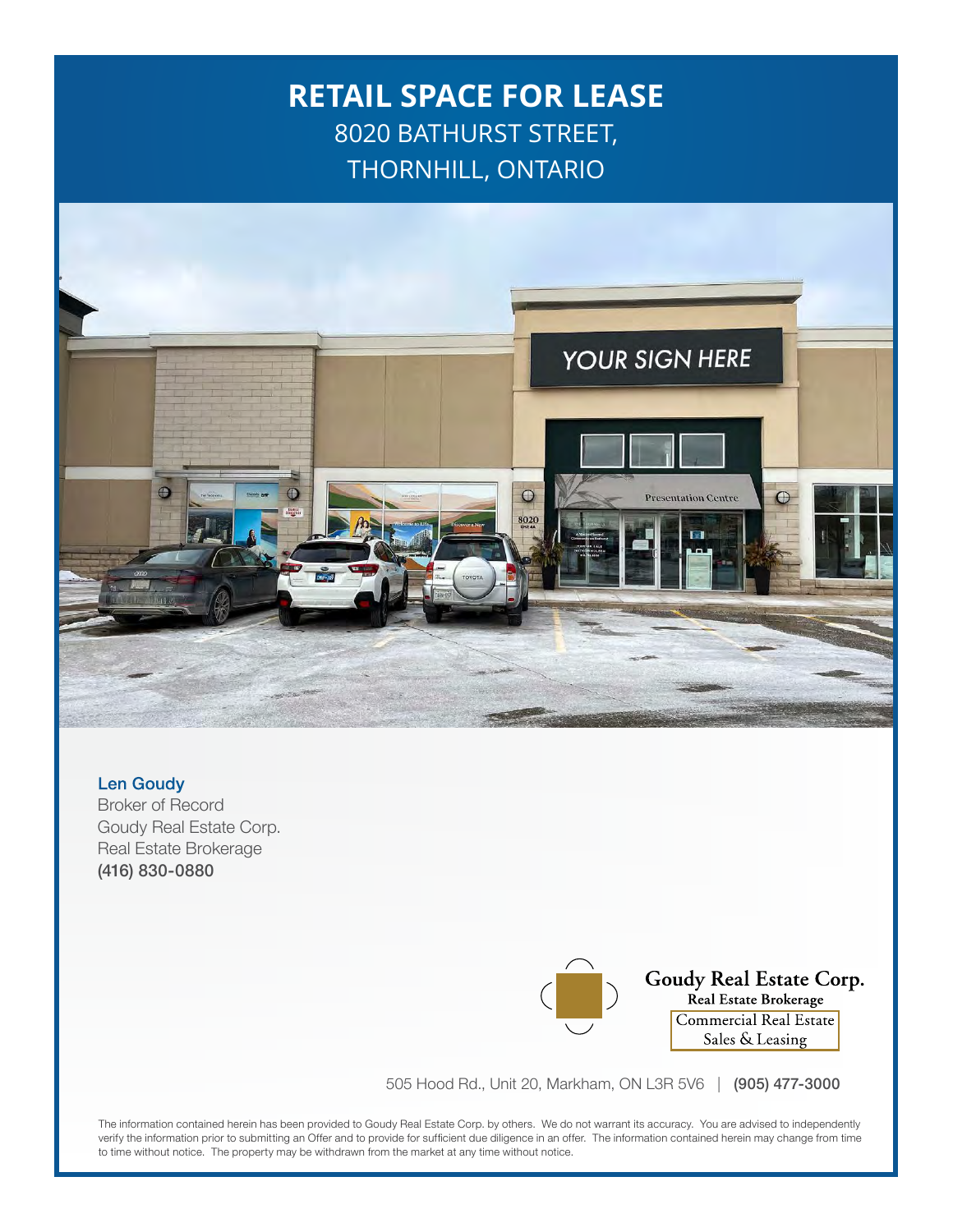# RETAIL SPACE FOR LEASE

8020 BATHURST STREET,
THORNHILL, ONTARIO

**Len Goudy**
Broker of Record
Goudy Real Estate Corp.
Real Estate Brokerage
**(416) 830-0880**

**Goudy Real Estate Corp.**
**Real Estate Brokerage**
Commercial Real Estate
Sales & Leasing

505 Hood Rd., Unit 20, Markham, ON L3R 5V6 | **(905) 477-3000**

The information contained herein has been provided to Goudy Real Estate Corp. by others. We do not warrant its accuracy. You are advised to independently verify the information prior to submitting an Offer and to provide for sufficient due diligence in an offer. The information contained herein may change from time to time without notice. The property may be withdrawn from the market at any time without notice.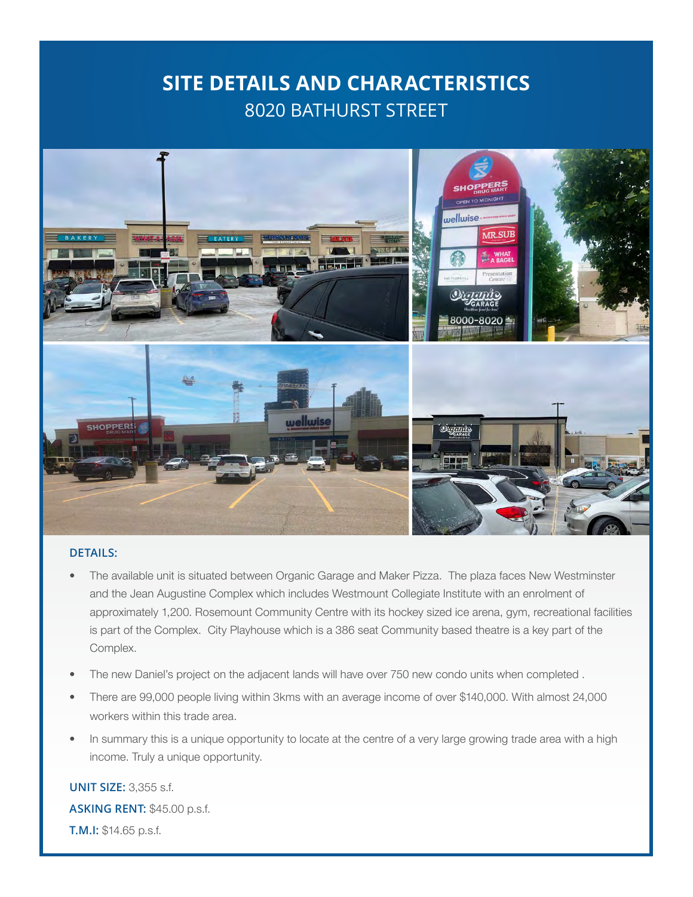# SITE DETAILS AND CHARACTERISTICS

## 8020 BATHURST STREET

**DETAILS:**

- The available unit is situated between Organic Garage and Maker Pizza. The plaza faces New Westminster and the Jean Augustine Complex which includes Westmount Collegiate Institute with an enrolment of approximately 1,200. Rosemount Community Centre with its hockey sized ice arena, gym, recreational facilities is part of the Complex. City Playhouse which is a 386 seat Community based theatre is a key part of the Complex.
- The new Daniel's project on the adjacent lands will have over 750 new condo units when completed .
- There are 99,000 people living within 3kms with an average income of over $140,000. With almost 24,000 workers within this trade area.
- In summary this is a unique opportunity to locate at the centre of a very large growing trade area with a high income. Truly a unique opportunity.

**UNIT SIZE:** 3,355 s.f.

**ASKING RENT:** $45.00 p.s.f.

**T.M.I:** $14.65 p.s.f.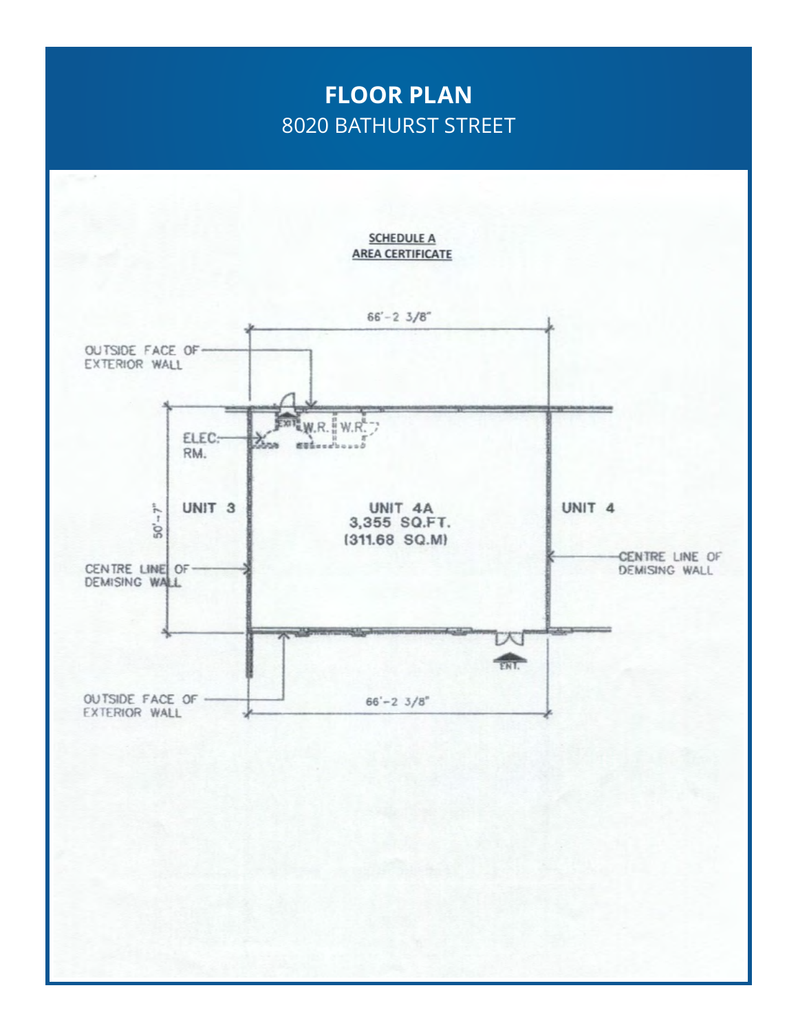# FLOOR PLAN

8020 BATHURST STREET

**SCHEDULE A**

**AREA CERTIFICATE**

66'-2 3/8"

OUTSIDE FACE OF EXTERIOR WALL

EXIT

W.R.

W.R.

ELEC. RM.

UNIT 3

UNIT 4A
3,355 SQ.FT.
(311.68 SQ.M)

UNIT 4

50'-7"

CENTRE LINE OF DEMISING WALL

CENTRE LINE OF DEMISING WALL

ENT.

OUTSIDE FACE OF EXTERIOR WALL

66'-2 3/8"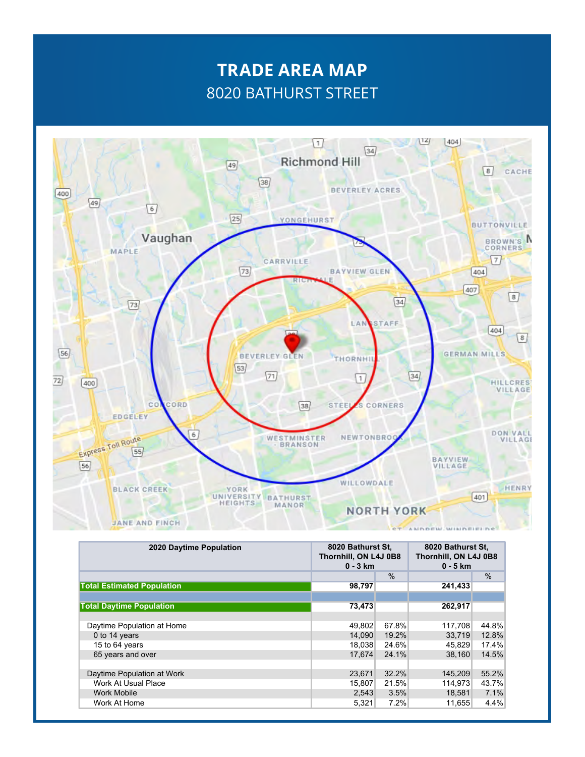# TRADE AREA MAP
## 8020 BATHURST STREET

| 2020 Daytime Population | 8020 Bathurst St, Thornhill, ON L4J 0B8 0 - 3 km | | 8020 Bathurst St, Thornhill, ON L4J 0B8 0 - 5 km | |
|---|---|---|---|---|
| | | % | | % |
| **Total Estimated Population** | **98,797** | | **241,433** | |
| | | | | |
| **Total Daytime Population** | **73,473** | | **262,917** | |
| | | | | |
| Daytime Population at Home | 49,802 | 67.8% | 117,708 | 44.8% |
| 0 to 14 years | 14,090 | 19.2% | 33,719 | 12.8% |
| 15 to 64 years | 18,038 | 24.6% | 45,829 | 17.4% |
| 65 years and over | 17,674 | 24.1% | 38,160 | 14.5% |
| | | | | |
| Daytime Population at Work | 23,671 | 32.2% | 145,209 | 55.2% |
| Work At Usual Place | 15,807 | 21.5% | 114,973 | 43.7% |
| Work Mobile | 2,543 | 3.5% | 18,581 | 7.1% |
| Work At Home | 5,321 | 7.2% | 11,655 | 4.4% |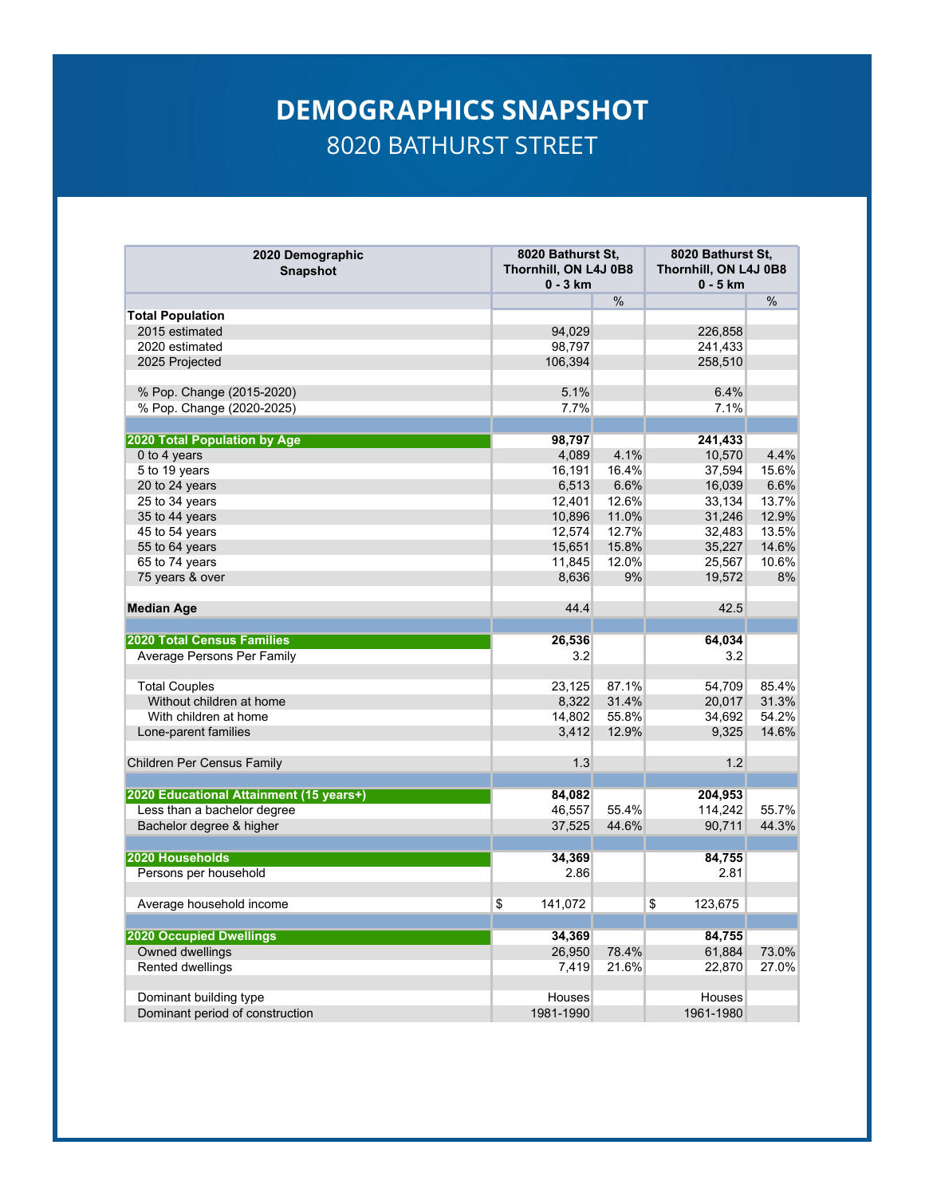# DEMOGRAPHICS SNAPSHOT

## 8020 BATHURST STREET

| 2020 Demographic Snapshot | 8020 Bathurst St, Thornhill, ON L4J 0B8 0 - 3 km | | 8020 Bathurst St, Thornhill, ON L4J 0B8 0 - 5 km | |
|---|---|---|---|---|
| | | % | | % |
| **Total Population** | | | | |
| 2015 estimated | 94,029 | | 226,858 | |
| 2020 estimated | 98,797 | | 241,433 | |
| 2025 Projected | 106,394 | | 258,510 | |
| | | | | |
| % Pop. Change (2015-2020) | 5.1% | | 6.4% | |
| % Pop. Change (2020-2025) | 7.7% | | 7.1% | |
| | | | | |
| **2020 Total Population by Age** | **98,797** | | **241,433** | |
| 0 to 4 years | 4,089 | 4.1% | 10,570 | 4.4% |
| 5 to 19 years | 16,191 | 16.4% | 37,594 | 15.6% |
| 20 to 24 years | 6,513 | 6.6% | 16,039 | 6.6% |
| 25 to 34 years | 12,401 | 12.6% | 33,134 | 13.7% |
| 35 to 44 years | 10,896 | 11.0% | 31,246 | 12.9% |
| 45 to 54 years | 12,574 | 12.7% | 32,483 | 13.5% |
| 55 to 64 years | 15,651 | 15.8% | 35,227 | 14.6% |
| 65 to 74 years | 11,845 | 12.0% | 25,567 | 10.6% |
| 75 years & over | 8,636 | 9% | 19,572 | 8% |
| | | | | |
| **Median Age** | 44.4 | | 42.5 | |
| | | | | |
| **2020 Total Census Families** | **26,536** | | **64,034** | |
| Average Persons Per Family | 3.2 | | 3.2 | |
| | | | | |
| Total Couples | 23,125 | 87.1% | 54,709 | 85.4% |
| Without children at home | 8,322 | 31.4% | 20,017 | 31.3% |
| With children at home | 14,802 | 55.8% | 34,692 | 54.2% |
| Lone-parent families | 3,412 | 12.9% | 9,325 | 14.6% |
| | | | | |
| Children Per Census Family | 1.3 | | 1.2 | |
| | | | | |
| **2020 Educational Attainment (15 years+)** | **84,082** | | **204,953** | |
| Less than a bachelor degree | 46,557 | 55.4% | 114,242 | 55.7% |
| Bachelor degree & higher | 37,525 | 44.6% | 90,711 | 44.3% |
| | | | | |
| **2020 Households** | **34,369** | | **84,755** | |
| Persons per household | 2.86 | | 2.81 | |
| | | | | |
| Average household income | $ 141,072 | | $ 123,675 | |
| | | | | |
| **2020 Occupied Dwellings** | **34,369** | | **84,755** | |
| Owned dwellings | 26,950 | 78.4% | 61,884 | 73.0% |
| Rented dwellings | 7,419 | 21.6% | 22,870 | 27.0% |
| | | | | |
| Dominant building type | Houses | | Houses | |
| Dominant period of construction | 1981-1990 | | 1961-1980 | |